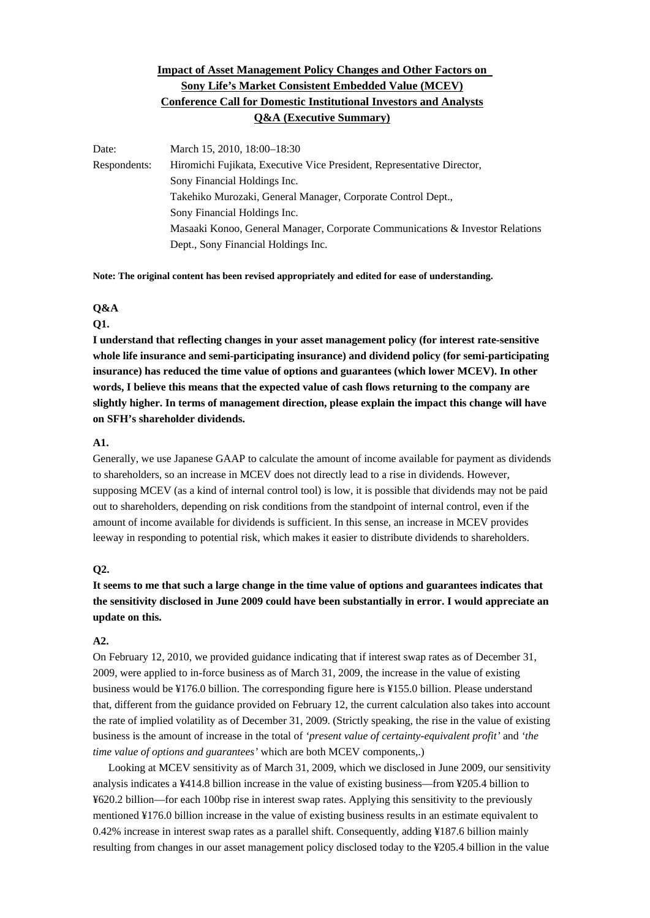# Impact of Asset Management Policy Changes and Other Factors on Sony Life's Market Consistent Embedded Value (MCEV) Conference Call for Domestic Institutional Investors and Analysts Q&A (Executive Summary)

| | |
|---|---|
| Date: | March 15, 2010, 18:00–18:30 |
| Respondents: | Hiromichi Fujikata, Executive Vice President, Representative Director, Sony Financial Holdings Inc. |
| | Takehiko Murozaki, General Manager, Corporate Control Dept., Sony Financial Holdings Inc. |
| | Masaaki Konoo, General Manager, Corporate Communications & Investor Relations Dept., Sony Financial Holdings Inc. |

**Note: The original content has been revised appropriately and edited for ease of understanding.**

**Q&A**

**Q1.**

**I understand that reflecting changes in your asset management policy (for interest rate-sensitive whole life insurance and semi-participating insurance) and dividend policy (for semi-participating insurance) has reduced the time value of options and guarantees (which lower MCEV). In other words, I believe this means that the expected value of cash flows returning to the company are slightly higher. In terms of management direction, please explain the impact this change will have on SFH's shareholder dividends.**

**A1.**

Generally, we use Japanese GAAP to calculate the amount of income available for payment as dividends to shareholders, so an increase in MCEV does not directly lead to a rise in dividends. However, supposing MCEV (as a kind of internal control tool) is low, it is possible that dividends may not be paid out to shareholders, depending on risk conditions from the standpoint of internal control, even if the amount of income available for dividends is sufficient. In this sense, an increase in MCEV provides leeway in responding to potential risk, which makes it easier to distribute dividends to shareholders.

**Q2.**

**It seems to me that such a large change in the time value of options and guarantees indicates that the sensitivity disclosed in June 2009 could have been substantially in error. I would appreciate an update on this.**

**A2.**

On February 12, 2010, we provided guidance indicating that if interest swap rates as of December 31, 2009, were applied to in-force business as of March 31, 2009, the increase in the value of existing business would be ¥176.0 billion. The corresponding figure here is ¥155.0 billion. Please understand that, different from the guidance provided on February 12, the current calculation also takes into account the rate of implied volatility as of December 31, 2009. (Strictly speaking, the rise in the value of existing business is the amount of increase in the total of *'present value of certainty-equivalent profit'* and *'the time value of options and guarantees'* which are both MCEV components,.)

Looking at MCEV sensitivity as of March 31, 2009, which we disclosed in June 2009, our sensitivity analysis indicates a ¥414.8 billion increase in the value of existing business—from ¥205.4 billion to ¥620.2 billion—for each 100bp rise in interest swap rates. Applying this sensitivity to the previously mentioned ¥176.0 billion increase in the value of existing business results in an estimate equivalent to 0.42% increase in interest swap rates as a parallel shift. Consequently, adding ¥187.6 billion mainly resulting from changes in our asset management policy disclosed today to the ¥205.4 billion in the value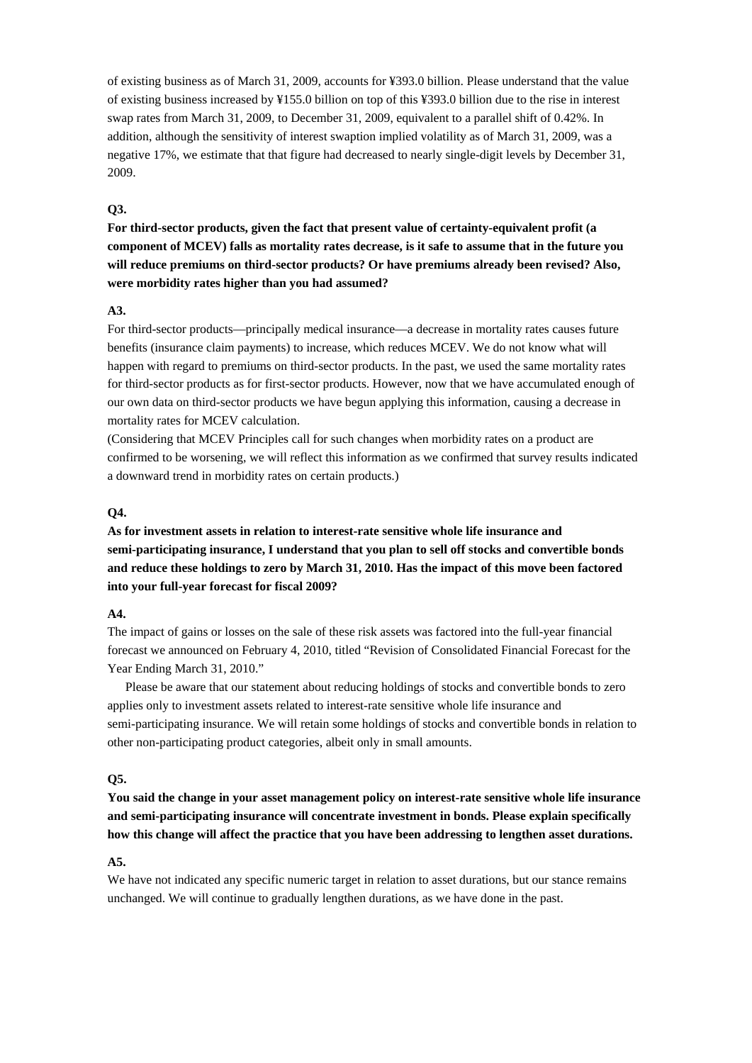of existing business as of March 31, 2009, accounts for ¥393.0 billion. Please understand that the value of existing business increased by ¥155.0 billion on top of this ¥393.0 billion due to the rise in interest swap rates from March 31, 2009, to December 31, 2009, equivalent to a parallel shift of 0.42%. In addition, although the sensitivity of interest swaption implied volatility as of March 31, 2009, was a negative 17%, we estimate that that figure had decreased to nearly single-digit levels by December 31, 2009.

**Q3.**

**For third-sector products, given the fact that present value of certainty-equivalent profit (a component of MCEV) falls as mortality rates decrease, is it safe to assume that in the future you will reduce premiums on third-sector products? Or have premiums already been revised? Also, were morbidity rates higher than you had assumed?**

**A3.**

For third-sector products—principally medical insurance—a decrease in mortality rates causes future benefits (insurance claim payments) to increase, which reduces MCEV. We do not know what will happen with regard to premiums on third-sector products. In the past, we used the same mortality rates for third-sector products as for first-sector products. However, now that we have accumulated enough of our own data on third-sector products we have begun applying this information, causing a decrease in mortality rates for MCEV calculation.

(Considering that MCEV Principles call for such changes when morbidity rates on a product are confirmed to be worsening, we will reflect this information as we confirmed that survey results indicated a downward trend in morbidity rates on certain products.)

**Q4.**

**As for investment assets in relation to interest-rate sensitive whole life insurance and semi-participating insurance, I understand that you plan to sell off stocks and convertible bonds and reduce these holdings to zero by March 31, 2010. Has the impact of this move been factored into your full-year forecast for fiscal 2009?**

**A4.**

The impact of gains or losses on the sale of these risk assets was factored into the full-year financial forecast we announced on February 4, 2010, titled "Revision of Consolidated Financial Forecast for the Year Ending March 31, 2010."

Please be aware that our statement about reducing holdings of stocks and convertible bonds to zero applies only to investment assets related to interest-rate sensitive whole life insurance and semi-participating insurance. We will retain some holdings of stocks and convertible bonds in relation to other non-participating product categories, albeit only in small amounts.

**Q5.**

**You said the change in your asset management policy on interest-rate sensitive whole life insurance and semi-participating insurance will concentrate investment in bonds. Please explain specifically how this change will affect the practice that you have been addressing to lengthen asset durations.**

**A5.**

We have not indicated any specific numeric target in relation to asset durations, but our stance remains unchanged. We will continue to gradually lengthen durations, as we have done in the past.